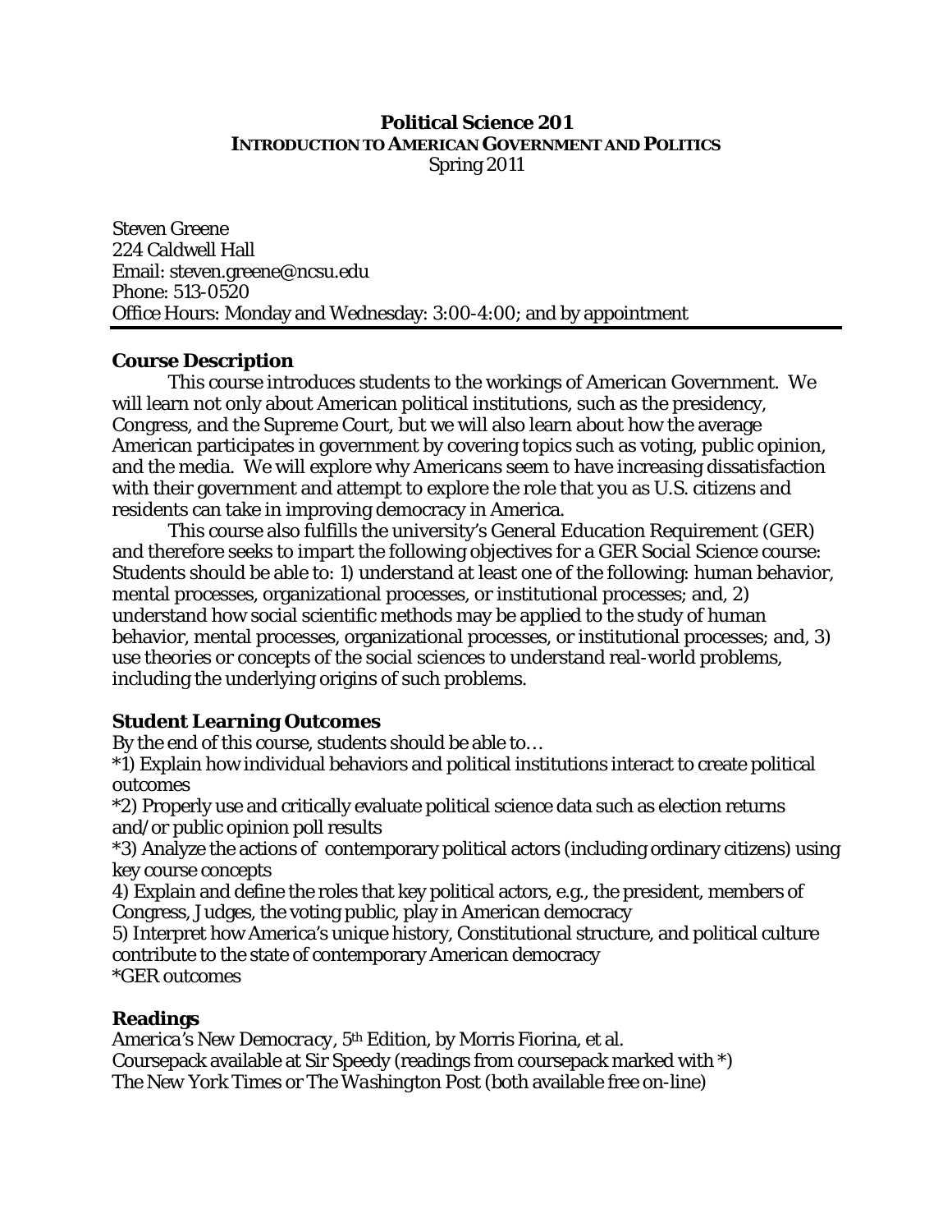# Political Science 201
## INTRODUCTION TO AMERICAN GOVERNMENT AND POLITICS
Spring 2011

Steven Greene
224 Caldwell Hall
Email: steven.greene@ncsu.edu
Phone: 513-0520
Office Hours: Monday and Wednesday: 3:00-4:00; and by appointment

---

### Course Description

This course introduces students to the workings of American Government. We will learn not only about American political institutions, such as the presidency, Congress, and the Supreme Court, but we will also learn about how the average American participates in government by covering topics such as voting, public opinion, and the media. We will explore why Americans seem to have increasing dissatisfaction with their government and attempt to explore the role that you as U.S. citizens and residents can take in improving democracy in America.

This course also fulfills the university's General Education Requirement (GER) and therefore seeks to impart the following objectives for a GER Social Science course: Students should be able to: 1) understand at least one of the following: human behavior, mental processes, organizational processes, or institutional processes; and, 2) understand how social scientific methods may be applied to the study of human behavior, mental processes, organizational processes, or institutional processes; and, 3) use theories or concepts of the social sciences to understand real-world problems, including the underlying origins of such problems.

### Student Learning Outcomes

By the end of this course, students should be able to…

*1) Explain how individual behaviors and political institutions interact to create political outcomes

*2) Properly use and critically evaluate political science data such as election returns and/or public opinion poll results

*3) Analyze the actions of contemporary political actors (including ordinary citizens) using key course concepts

4) Explain and define the roles that key political actors, e.g., the president, members of Congress, Judges, the voting public, play in American democracy

5) Interpret how America's unique history, Constitutional structure, and political culture contribute to the state of contemporary American democracy

*GER outcomes

### Readings

*America's New Democracy*, 5th Edition, by Morris Fiorina, et al.
Coursepack available at Sir Speedy (readings from coursepack marked with *)
*The New York Times* or *The Washington Post* (both available free on-line)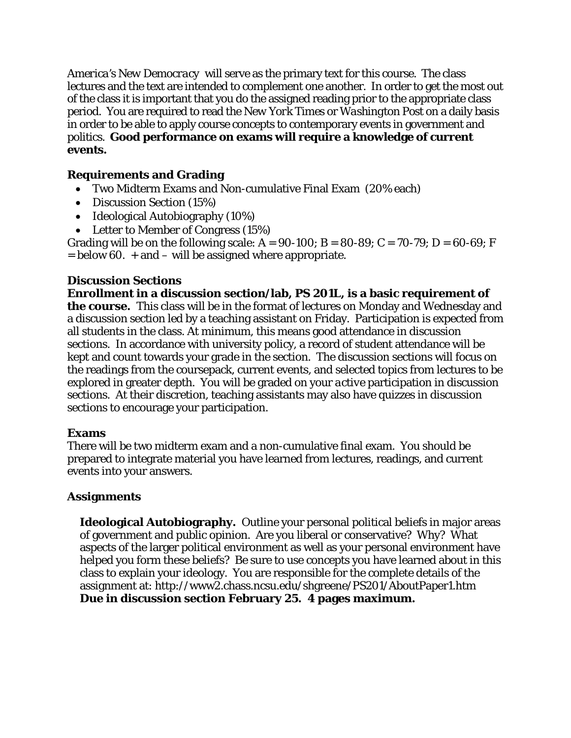*America's New Democracy* will serve as the primary text for this course. The class lectures and the text are intended to complement one another. In order to get the most out of the class it is important that you do the assigned reading prior to the appropriate class period. You are required to read the *New York Times* or *Washington Post* on a daily basis in order to be able to apply course concepts to contemporary events in government and politics. **Good performance on exams will require a knowledge of current events.**

### Requirements and Grading

- Two Midterm Exams and Non-cumulative Final Exam (20% each)
- Discussion Section (15%)
- Ideological Autobiography (10%)
- Letter to Member of Congress (15%)

Grading will be on the following scale: A = 90-100; B = 80-89; C = 70-79; D = 60-69; F = below 60. + and – will be assigned where appropriate.

### Discussion Sections

**Enrollment in a discussion section/lab, PS 201L, is a basic requirement of the course.** This class will be in the format of lectures on Monday and Wednesday and a discussion section led by a teaching assistant on Friday. Participation is expected from all students in the class. At minimum, this means good attendance in discussion sections. In accordance with university policy, a record of student attendance will be kept and count towards your grade in the section. The discussion sections will focus on the readings from the coursepack, current events, and selected topics from lectures to be explored in greater depth. You will be graded on your *active* participation in discussion sections. At their discretion, teaching assistants may also have quizzes in discussion sections to encourage your participation.

### Exams

There will be two midterm exam and a non-cumulative final exam. You should be prepared to integrate material you have learned from lectures, readings, and current events into your answers.

### Assignments

**Ideological Autobiography.** Outline your personal political beliefs in major areas of government and public opinion. Are you liberal or conservative? Why? What aspects of the larger political environment as well as your personal environment have helped you form these beliefs? Be sure to use concepts you have learned about in this class to explain your ideology. You are responsible for the complete details of the assignment at: http://www2.chass.ncsu.edu/shgreene/PS201/AboutPaper1.htm
**Due in discussion section February 25. 4 pages maximum.**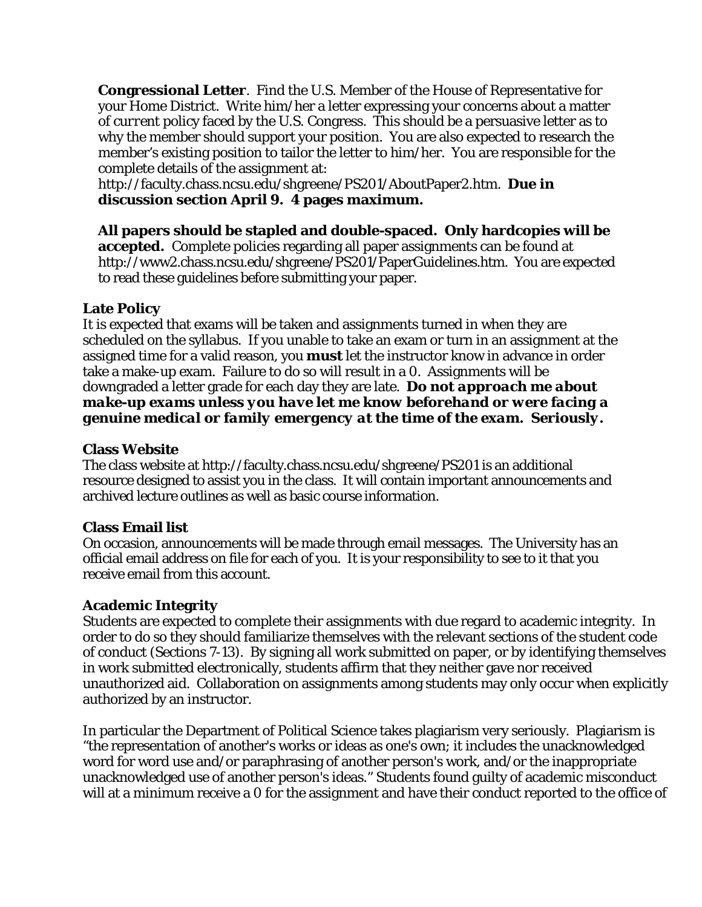**Congressional Letter**. Find the U.S. Member of the House of Representative for your Home District. Write him/her a letter expressing your concerns about a matter of *current* policy faced by the U.S. Congress. This should be a persuasive letter as to why the member should support your position. You are also expected to research the member's existing position to tailor the letter to him/her. You are responsible for the complete details of the assignment at: http://faculty.chass.ncsu.edu/shgreene/PS201/AboutPaper2.htm. **Due in discussion section April 9. 4 pages maximum.**

**All papers should be stapled and double-spaced. Only hardcopies will be accepted.** Complete policies regarding all paper assignments can be found at http://www2.chass.ncsu.edu/shgreene/PS201/PaperGuidelines.htm. You are expected to read these guidelines before submitting your paper.

### Late Policy

It is expected that exams will be taken and assignments turned in when they are scheduled on the syllabus. If you unable to take an exam or turn in an assignment at the assigned time for a valid reason, you **must** let the instructor know in advance in order take a make-up exam. Failure to do so will result in a 0. Assignments will be downgraded a letter grade for each day they are late. ***Do not approach me about make-up exams unless you have let me know beforehand or were facing a genuine medical or family emergency at the time of the exam. Seriously.***

### Class Website

The class website at http://faculty.chass.ncsu.edu/shgreene/PS201 is an additional resource designed to assist you in the class. It will contain important announcements and archived lecture outlines as well as basic course information.

### Class Email list

On occasion, announcements will be made through email messages. The University has an official email address on file for each of you. It is your responsibility to see to it that you receive email from this account.

### Academic Integrity

Students are expected to complete their assignments with due regard to academic integrity. In order to do so they should familiarize themselves with the relevant sections of the student code of conduct (Sections 7-13). By signing all work submitted on paper, or by identifying themselves in work submitted electronically, students affirm that they neither gave nor received unauthorized aid. Collaboration on assignments among students may only occur when explicitly authorized by an instructor.

In particular the Department of Political Science takes plagiarism very seriously. Plagiarism is "the representation of another's works or ideas as one's own; it includes the unacknowledged word for word use and/or paraphrasing of another person's work, and/or the inappropriate unacknowledged use of another person's ideas." Students found guilty of academic misconduct will at a minimum receive a 0 for the assignment and have their conduct reported to the office of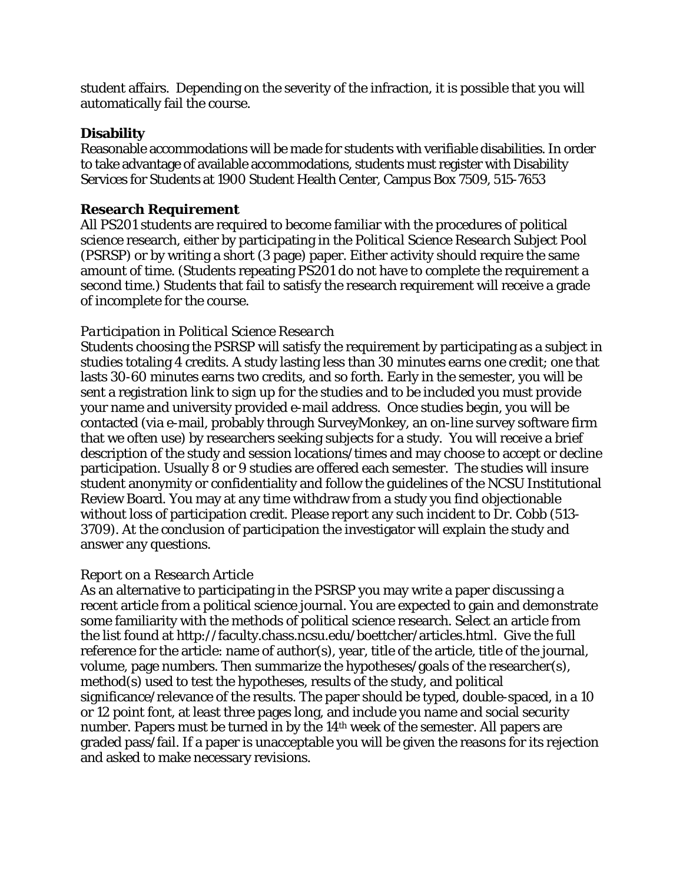student affairs. Depending on the severity of the infraction, it is possible that you will automatically fail the course.

**Disability**

Reasonable accommodations will be made for students with verifiable disabilities. In order to take advantage of available accommodations, students must register with Disability Services for Students at 1900 Student Health Center, Campus Box 7509, 515-7653

**Research Requirement**

All PS201 students are required to become familiar with the procedures of political science research, either by participating in the *Political Science Research* Subject Pool (PSRSP) or by writing a short (3 page) paper. Either activity should require the same amount of time. (Students repeating PS201 do not have to complete the requirement a second time.) Students that fail to satisfy the research requirement will receive a grade of incomplete for the course.

*Participation in Political Science Research*

Students choosing the PSRSP will satisfy the requirement by participating as a subject in studies totaling 4 credits. A study lasting less than 30 minutes earns one credit; one that lasts 30-60 minutes earns two credits, and so forth. Early in the semester, you will be sent a registration link to sign up for the studies and to be included you must provide your name and university provided e-mail address. Once studies begin, you will be contacted (via e-mail, probably through SurveyMonkey, an on-line survey software firm that we often use) by researchers seeking subjects for a study. You will receive a brief description of the study and session locations/times and may choose to accept or decline participation. Usually 8 or 9 studies are offered each semester. The studies will insure student anonymity or confidentiality and follow the guidelines of the NCSU Institutional Review Board. You may at any time withdraw from a study you find objectionable without loss of participation credit. Please report any such incident to Dr. Cobb (513-3709). At the conclusion of participation the investigator will explain the study and answer any questions.

*Report on a Research Article*

As an alternative to participating in the PSRSP you may write a paper discussing a recent article from a political science journal. You are expected to gain and demonstrate some familiarity with the methods of political science research. Select an article from the list found at http://faculty.chass.ncsu.edu/boettcher/articles.html. Give the full reference for the article: name of author(s), year, title of the article, title of the journal, volume, page numbers. Then summarize the hypotheses/goals of the researcher(s), method(s) used to test the hypotheses, results of the study, and political significance/relevance of the results. The paper should be typed, double-spaced, in a 10 or 12 point font, at least three pages long, and include you name and social security number. Papers must be turned in by the 14th week of the semester. All papers are graded pass/fail. If a paper is unacceptable you will be given the reasons for its rejection and asked to make necessary revisions.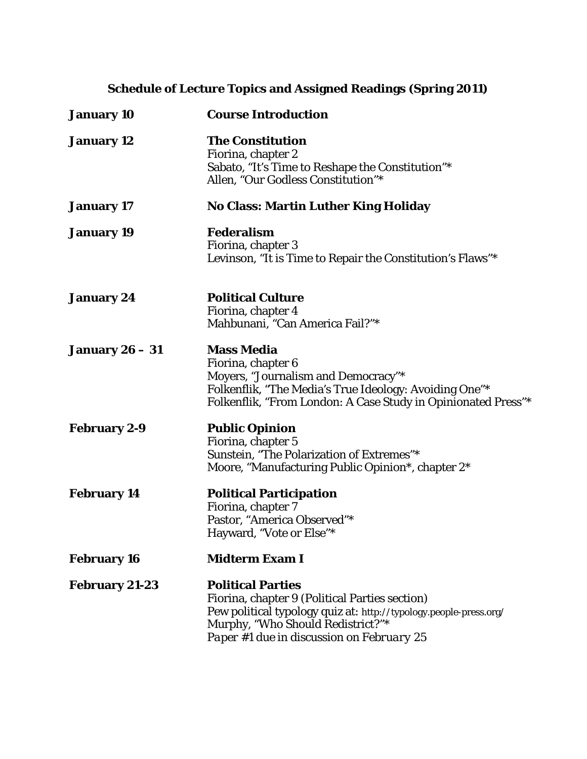## Schedule of Lecture Topics and Assigned Readings (Spring 2011)

| | |
|---|---|
| **January 10** | **Course Introduction** |
| **January 12** | **The Constitution**<br>Fiorina, chapter 2<br>Sabato, "It's Time to Reshape the Constitution"*<br>Allen, "Our Godless Constitution"* |
| **January 17** | **No Class: Martin Luther King Holiday** |
| **January 19** | **Federalism**<br>Fiorina, chapter 3<br>Levinson, "It is Time to Repair the Constitution's Flaws"* |
| **January 24** | **Political Culture**<br>Fiorina, chapter 4<br>Mahbunani, "Can America Fail?"* |
| **January 26 – 31** | **Mass Media**<br>Fiorina, chapter 6<br>Moyers, "Journalism and Democracy"*<br>Folkenflik, "The Media's True Ideology: Avoiding One"*<br>Folkenflik, "From London: A Case Study in Opinionated Press"* |
| **February 2-9** | **Public Opinion**<br>Fiorina, chapter 5<br>Sunstein, "The Polarization of Extremes"*<br>Moore, "Manufacturing Public Opinion*, chapter 2* |
| **February 14** | **Political Participation**<br>Fiorina, chapter 7<br>Pastor, "America Observed"*<br>Hayward, "Vote or Else"* |
| **February 16** | **Midterm Exam I** |
| **February 21-23** | **Political Parties**<br>Fiorina, chapter 9 (Political Parties section)<br>Pew political typology quiz at: http://typology.people-press.org/<br>Murphy, "Who Should Redistrict?"*<br>*Paper #1 due in discussion on February 25* |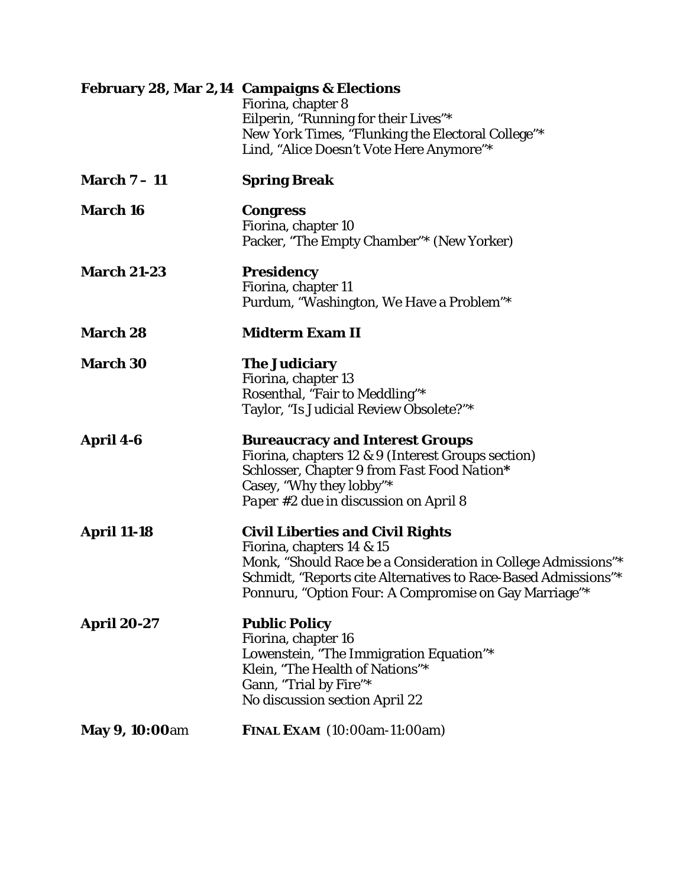| | |
|---|---|
| **February 28, Mar 2,14** | **Campaigns & Elections**<br>Fiorina, chapter 8<br>Eilperin, "Running for their Lives"*<br>New York Times, "Flunking the Electoral College"*<br>Lind, "Alice Doesn't Vote Here Anymore"* |
| **March 7 – 11** | **Spring Break** |
| **March 16** | **Congress**<br>Fiorina, chapter 10<br>Packer, "The Empty Chamber"* (New Yorker) |
| **March 21-23** | **Presidency**<br>Fiorina, chapter 11<br>Purdum, "Washington, We Have a Problem"* |
| **March 28** | **Midterm Exam II** |
| **March 30** | **The Judiciary**<br>Fiorina, chapter 13<br>Rosenthal, "Fair to Meddling"*<br>Taylor, "Is Judicial Review Obsolete?"* |
| **April 4-6** | **Bureaucracy and Interest Groups**<br>Fiorina, chapters 12 & 9 (Interest Groups section)<br>Schlosser, Chapter 9 from *Fast Food Nation**<br>Casey, "Why they lobby"*<br>*Paper #2 due in discussion on April 8* |
| **April 11-18** | **Civil Liberties and Civil Rights**<br>Fiorina, chapters 14 & 15<br>Monk, "Should Race be a Consideration in College Admissions"*<br>Schmidt, "Reports cite Alternatives to Race-Based Admissions"*<br>Ponnuru, "Option Four: A Compromise on Gay Marriage"* |
| **April 20-27** | **Public Policy**<br>Fiorina, chapter 16<br>Lowenstein, "The Immigration Equation"*<br>Klein, "The Health of Nations"*<br>Gann, "Trial by Fire"*<br>No discussion section April 22 |
| **May 9, 10:00**am | **FINAL EXAM** (10:00am-11:00am) |